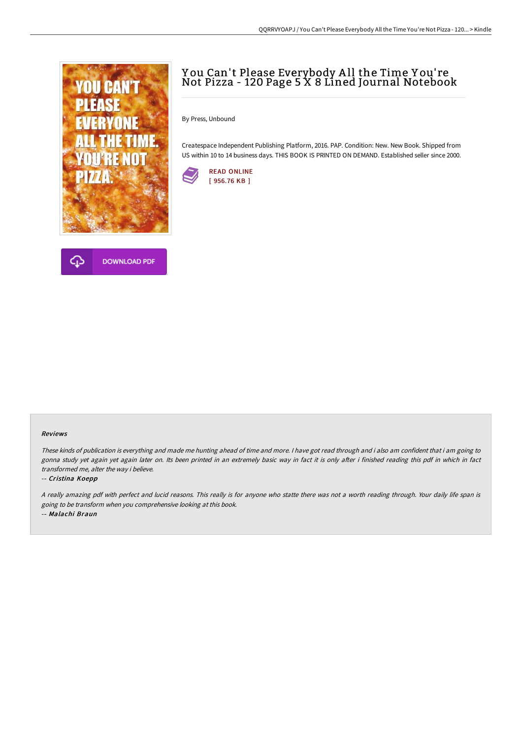# You Can't Please Everybody All the Time You're Not Pizza - 120 Page 5 X 8 Lined Journal Notebook

By Press, Unbound

Createspace Independent Publishing Platform, 2016. PAP. Condition: New. New Book. Shipped from US within 10 to 14 business days. THIS BOOK IS PRINTED ON DEMAND. Established seller since 2000.

READ ONLINE
[ 956.76 KB ]

DOWNLOAD PDF

### Reviews

*These kinds of publication is everything and made me hunting ahead of time and more. I have got read through and i also am confident that i am going to gonna study yet again yet again later on. Its been printed in an extremely basic way in fact it is only after i finished reading this pdf in which in fact transformed me, alter the way i believe.*

-- ***Cristina Koepp***

*A really amazing pdf with perfect and lucid reasons. This really is for anyone who statte there was not a worth reading through. Your daily life span is going to be transform when you comprehensive looking at this book.*

-- ***Malachi Braun***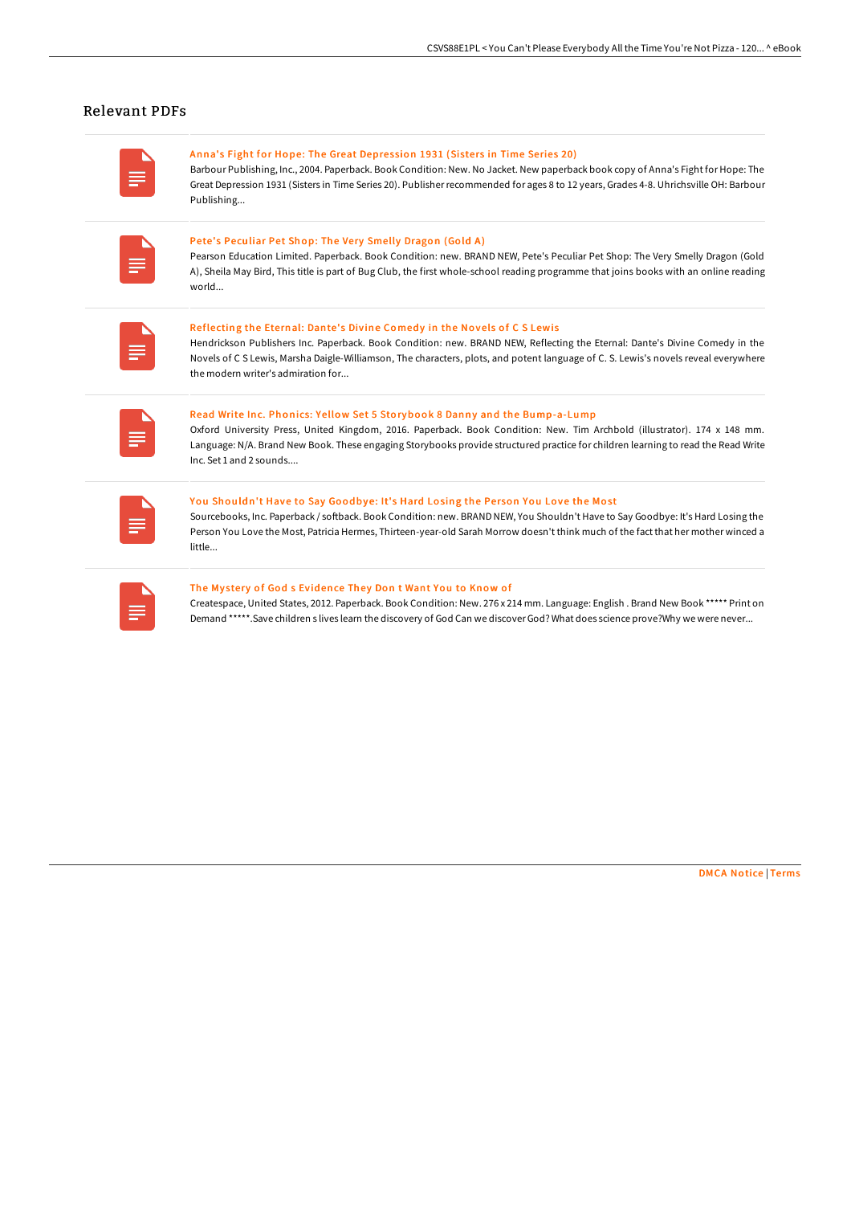## Relevant PDFs

### Anna's Fight for Hope: The Great Depression 1931 (Sisters in Time Series 20)

Barbour Publishing, Inc., 2004. Paperback. Book Condition: New. No Jacket. New paperback book copy of Anna's Fight for Hope: The Great Depression 1931 (Sisters in Time Series 20). Publisher recommended for ages 8 to 12 years, Grades 4-8. Uhrichsville OH: Barbour Publishing...

### Pete's Peculiar Pet Shop: The Very Smelly Dragon (Gold A)

Pearson Education Limited. Paperback. Book Condition: new. BRAND NEW, Pete's Peculiar Pet Shop: The Very Smelly Dragon (Gold A), Sheila May Bird, This title is part of Bug Club, the first whole-school reading programme that joins books with an online reading world...

### Reflecting the Eternal: Dante's Divine Comedy in the Novels of C S Lewis

Hendrickson Publishers Inc. Paperback. Book Condition: new. BRAND NEW, Reflecting the Eternal: Dante's Divine Comedy in the Novels of C S Lewis, Marsha Daigle-Williamson, The characters, plots, and potent language of C. S. Lewis's novels reveal everywhere the modern writer's admiration for...

### Read Write Inc. Phonics: Yellow Set 5 Storybook 8 Danny and the Bump-a-Lump

Oxford University Press, United Kingdom, 2016. Paperback. Book Condition: New. Tim Archbold (illustrator). 174 x 148 mm. Language: N/A. Brand New Book. These engaging Storybooks provide structured practice for children learning to read the Read Write Inc. Set 1 and 2 sounds....

### You Shouldn't Have to Say Goodbye: It's Hard Losing the Person You Love the Most

Sourcebooks, Inc. Paperback / softback. Book Condition: new. BRAND NEW, You Shouldn't Have to Say Goodbye: It's Hard Losing the Person You Love the Most, Patricia Hermes, Thirteen-year-old Sarah Morrow doesn't think much of the fact that her mother winced a little...

### The Mystery of God s Evidence They Don t Want You to Know of

Createspace, United States, 2012. Paperback. Book Condition: New. 276 x 214 mm. Language: English . Brand New Book ***** Print on Demand *****.Save children s lives learn the discovery of God Can we discover God? What does science prove?Why we were never...

DMCA Notice | Terms